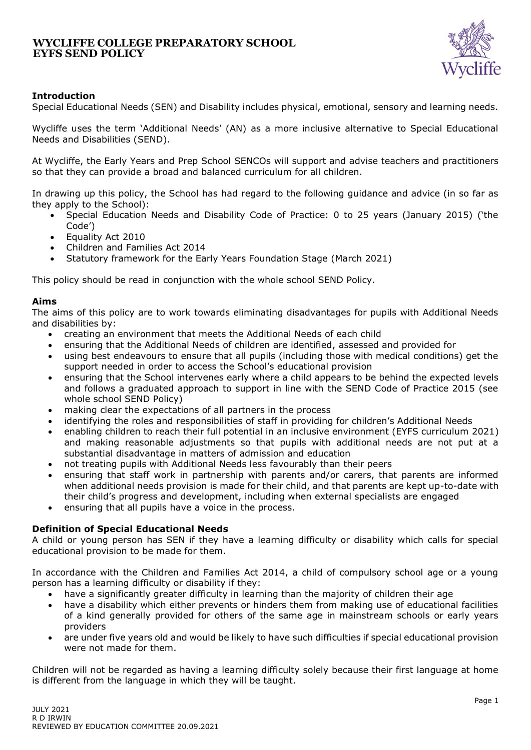# WYCLIFFE COLLEGE PREPARATORY SCHOOL EYFS SEND POLICY

## Introduction

Special Educational Needs (SEN) and Disability includes physical, emotional, sensory and learning needs.

Wycliffe uses the term 'Additional Needs' (AN) as a more inclusive alternative to Special Educational Needs and Disabilities (SEND).

At Wycliffe, the Early Years and Prep School SENCOs will support and advise teachers and practitioners so that they can provide a broad and balanced curriculum for all children.

In drawing up this policy, the School has had regard to the following guidance and advice (in so far as they apply to the School):

- Special Education Needs and Disability Code of Practice: 0 to 25 years (January 2015) ('the Code')
- Equality Act 2010
- Children and Families Act 2014
- Statutory framework for the Early Years Foundation Stage (March 2021)

This policy should be read in conjunction with the whole school SEND Policy.

## Aims

The aims of this policy are to work towards eliminating disadvantages for pupils with Additional Needs and disabilities by:

- creating an environment that meets the Additional Needs of each child
- ensuring that the Additional Needs of children are identified, assessed and provided for
- using best endeavours to ensure that all pupils (including those with medical conditions) get the support needed in order to access the School's educational provision
- ensuring that the School intervenes early where a child appears to be behind the expected levels and follows a graduated approach to support in line with the SEND Code of Practice 2015 (see whole school SEND Policy)
- making clear the expectations of all partners in the process
- identifying the roles and responsibilities of staff in providing for children's Additional Needs
- enabling children to reach their full potential in an inclusive environment (EYFS curriculum 2021) and making reasonable adjustments so that pupils with additional needs are not put at a substantial disadvantage in matters of admission and education
- not treating pupils with Additional Needs less favourably than their peers
- ensuring that staff work in partnership with parents and/or carers, that parents are informed when additional needs provision is made for their child, and that parents are kept up-to-date with their child's progress and development, including when external specialists are engaged
- ensuring that all pupils have a voice in the process.

## Definition of Special Educational Needs

A child or young person has SEN if they have a learning difficulty or disability which calls for special educational provision to be made for them.

In accordance with the Children and Families Act 2014, a child of compulsory school age or a young person has a learning difficulty or disability if they:

- have a significantly greater difficulty in learning than the majority of children their age
- have a disability which either prevents or hinders them from making use of educational facilities of a kind generally provided for others of the same age in mainstream schools or early years providers
- are under five years old and would be likely to have such difficulties if special educational provision were not made for them.

Children will not be regarded as having a learning difficulty solely because their first language at home is different from the language in which they will be taught.

JULY 2021
R D IRWIN
REVIEWED BY EDUCATION COMMITTEE 20.09.2021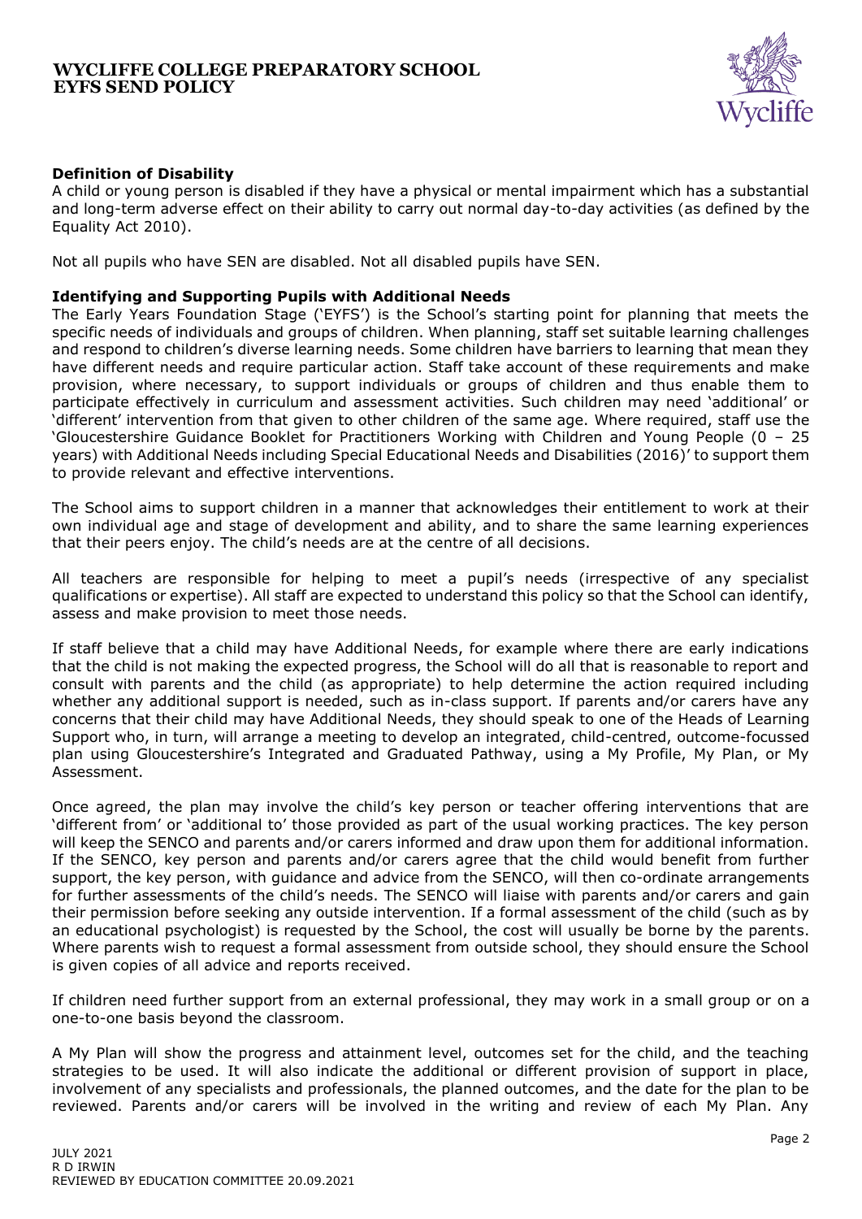#### Definition of Disability

A child or young person is disabled if they have a physical or mental impairment which has a substantial and long-term adverse effect on their ability to carry out normal day-to-day activities (as defined by the Equality Act 2010).

Not all pupils who have SEN are disabled. Not all disabled pupils have SEN.

#### Identifying and Supporting Pupils with Additional Needs

The Early Years Foundation Stage ('EYFS') is the School's starting point for planning that meets the specific needs of individuals and groups of children. When planning, staff set suitable learning challenges and respond to children's diverse learning needs. Some children have barriers to learning that mean they have different needs and require particular action. Staff take account of these requirements and make provision, where necessary, to support individuals or groups of children and thus enable them to participate effectively in curriculum and assessment activities. Such children may need 'additional' or 'different' intervention from that given to other children of the same age. Where required, staff use the 'Gloucestershire Guidance Booklet for Practitioners Working with Children and Young People (0 – 25 years) with Additional Needs including Special Educational Needs and Disabilities (2016)' to support them to provide relevant and effective interventions.

The School aims to support children in a manner that acknowledges their entitlement to work at their own individual age and stage of development and ability, and to share the same learning experiences that their peers enjoy. The child's needs are at the centre of all decisions.

All teachers are responsible for helping to meet a pupil's needs (irrespective of any specialist qualifications or expertise). All staff are expected to understand this policy so that the School can identify, assess and make provision to meet those needs.

If staff believe that a child may have Additional Needs, for example where there are early indications that the child is not making the expected progress, the School will do all that is reasonable to report and consult with parents and the child (as appropriate) to help determine the action required including whether any additional support is needed, such as in-class support. If parents and/or carers have any concerns that their child may have Additional Needs, they should speak to one of the Heads of Learning Support who, in turn, will arrange a meeting to develop an integrated, child-centred, outcome-focussed plan using Gloucestershire's Integrated and Graduated Pathway, using a My Profile, My Plan, or My Assessment.

Once agreed, the plan may involve the child's key person or teacher offering interventions that are 'different from' or 'additional to' those provided as part of the usual working practices. The key person will keep the SENCO and parents and/or carers informed and draw upon them for additional information. If the SENCO, key person and parents and/or carers agree that the child would benefit from further support, the key person, with guidance and advice from the SENCO, will then co-ordinate arrangements for further assessments of the child's needs. The SENCO will liaise with parents and/or carers and gain their permission before seeking any outside intervention. If a formal assessment of the child (such as by an educational psychologist) is requested by the School, the cost will usually be borne by the parents. Where parents wish to request a formal assessment from outside school, they should ensure the School is given copies of all advice and reports received.

If children need further support from an external professional, they may work in a small group or on a one-to-one basis beyond the classroom.

A My Plan will show the progress and attainment level, outcomes set for the child, and the teaching strategies to be used. It will also indicate the additional or different provision of support in place, involvement of any specialists and professionals, the planned outcomes, and the date for the plan to be reviewed. Parents and/or carers will be involved in the writing and review of each My Plan. Any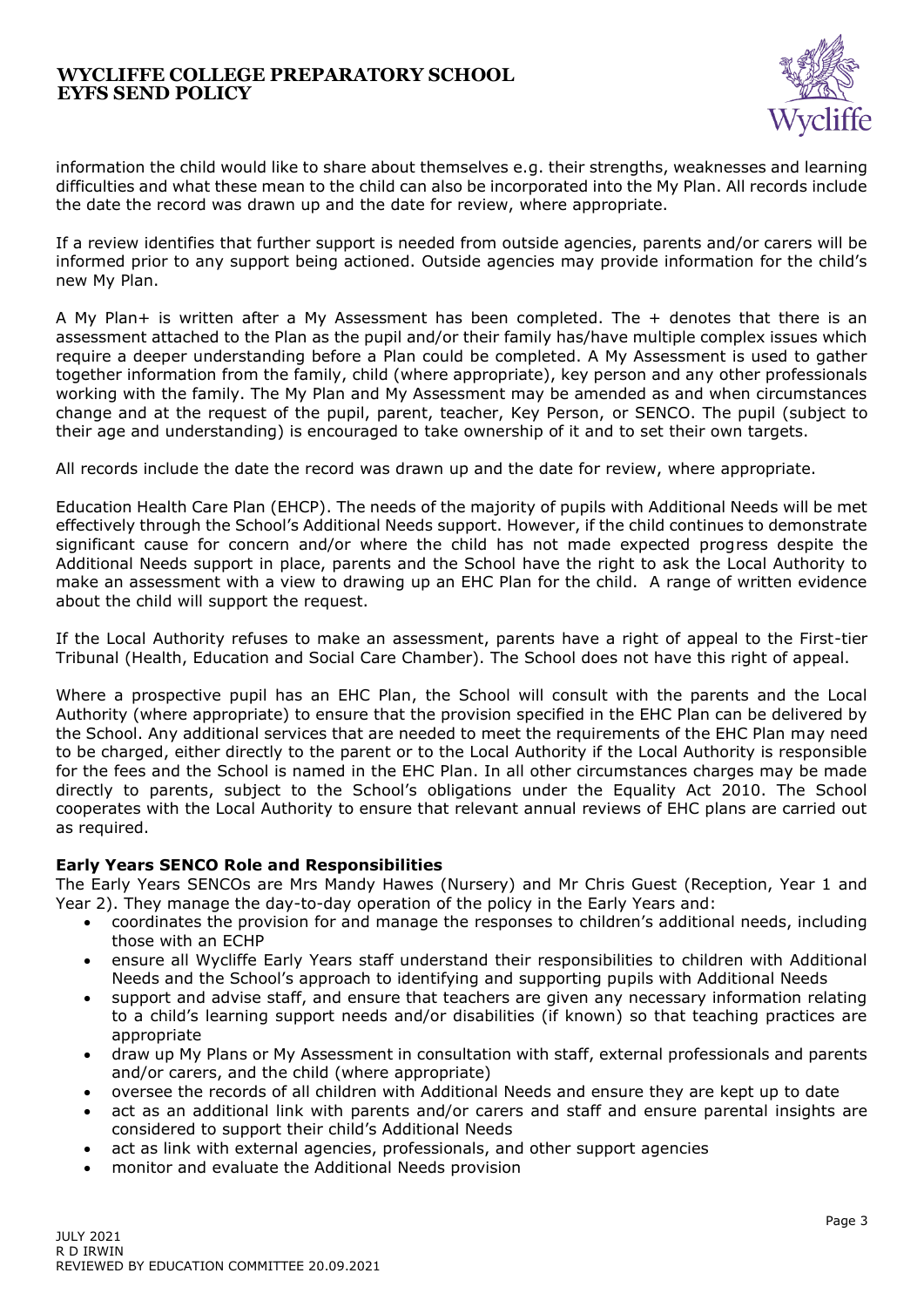information the child would like to share about themselves e.g. their strengths, weaknesses and learning difficulties and what these mean to the child can also be incorporated into the My Plan. All records include the date the record was drawn up and the date for review, where appropriate.

If a review identifies that further support is needed from outside agencies, parents and/or carers will be informed prior to any support being actioned. Outside agencies may provide information for the child's new My Plan.

A My Plan+ is written after a My Assessment has been completed. The + denotes that there is an assessment attached to the Plan as the pupil and/or their family has/have multiple complex issues which require a deeper understanding before a Plan could be completed. A My Assessment is used to gather together information from the family, child (where appropriate), key person and any other professionals working with the family. The My Plan and My Assessment may be amended as and when circumstances change and at the request of the pupil, parent, teacher, Key Person, or SENCO. The pupil (subject to their age and understanding) is encouraged to take ownership of it and to set their own targets.

All records include the date the record was drawn up and the date for review, where appropriate.

Education Health Care Plan (EHCP). The needs of the majority of pupils with Additional Needs will be met effectively through the School's Additional Needs support. However, if the child continues to demonstrate significant cause for concern and/or where the child has not made expected progress despite the Additional Needs support in place, parents and the School have the right to ask the Local Authority to make an assessment with a view to drawing up an EHC Plan for the child. A range of written evidence about the child will support the request.

If the Local Authority refuses to make an assessment, parents have a right of appeal to the First-tier Tribunal (Health, Education and Social Care Chamber). The School does not have this right of appeal.

Where a prospective pupil has an EHC Plan, the School will consult with the parents and the Local Authority (where appropriate) to ensure that the provision specified in the EHC Plan can be delivered by the School. Any additional services that are needed to meet the requirements of the EHC Plan may need to be charged, either directly to the parent or to the Local Authority if the Local Authority is responsible for the fees and the School is named in the EHC Plan. In all other circumstances charges may be made directly to parents, subject to the School's obligations under the Equality Act 2010. The School cooperates with the Local Authority to ensure that relevant annual reviews of EHC plans are carried out as required.

**Early Years SENCO Role and Responsibilities**

The Early Years SENCOs are Mrs Mandy Hawes (Nursery) and Mr Chris Guest (Reception, Year 1 and Year 2). They manage the day-to-day operation of the policy in the Early Years and:

- coordinates the provision for and manage the responses to children's additional needs, including those with an ECHP
- ensure all Wycliffe Early Years staff understand their responsibilities to children with Additional Needs and the School's approach to identifying and supporting pupils with Additional Needs
- support and advise staff, and ensure that teachers are given any necessary information relating to a child's learning support needs and/or disabilities (if known) so that teaching practices are appropriate
- draw up My Plans or My Assessment in consultation with staff, external professionals and parents and/or carers, and the child (where appropriate)
- oversee the records of all children with Additional Needs and ensure they are kept up to date
- act as an additional link with parents and/or carers and staff and ensure parental insights are considered to support their child's Additional Needs
- act as link with external agencies, professionals, and other support agencies
- monitor and evaluate the Additional Needs provision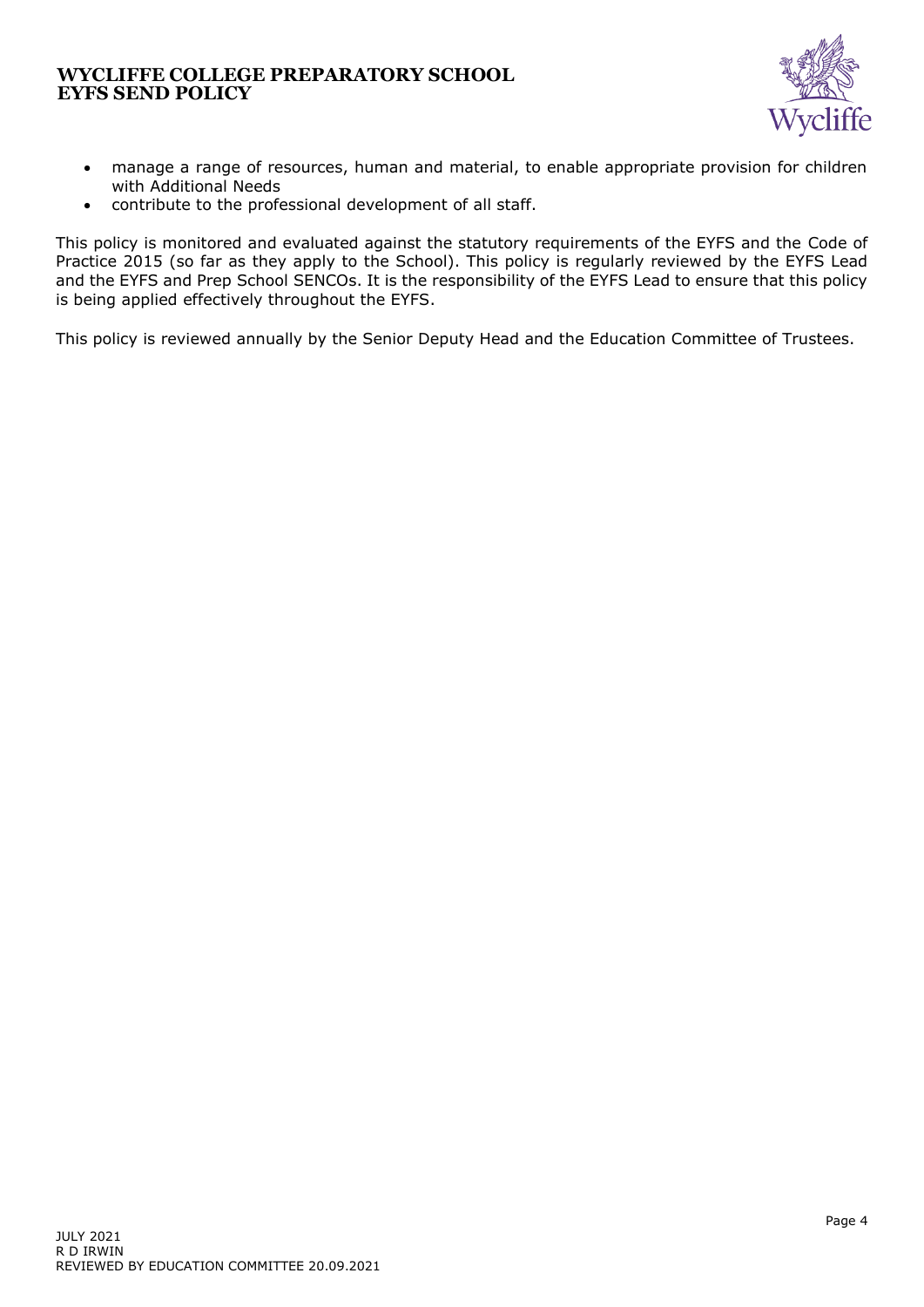- manage a range of resources, human and material, to enable appropriate provision for children with Additional Needs
- contribute to the professional development of all staff.

This policy is monitored and evaluated against the statutory requirements of the EYFS and the Code of Practice 2015 (so far as they apply to the School). This policy is regularly reviewed by the EYFS Lead and the EYFS and Prep School SENCOs. It is the responsibility of the EYFS Lead to ensure that this policy is being applied effectively throughout the EYFS.

This policy is reviewed annually by the Senior Deputy Head and the Education Committee of Trustees.

JULY 2021
R D IRWIN
REVIEWED BY EDUCATION COMMITTEE 20.09.2021